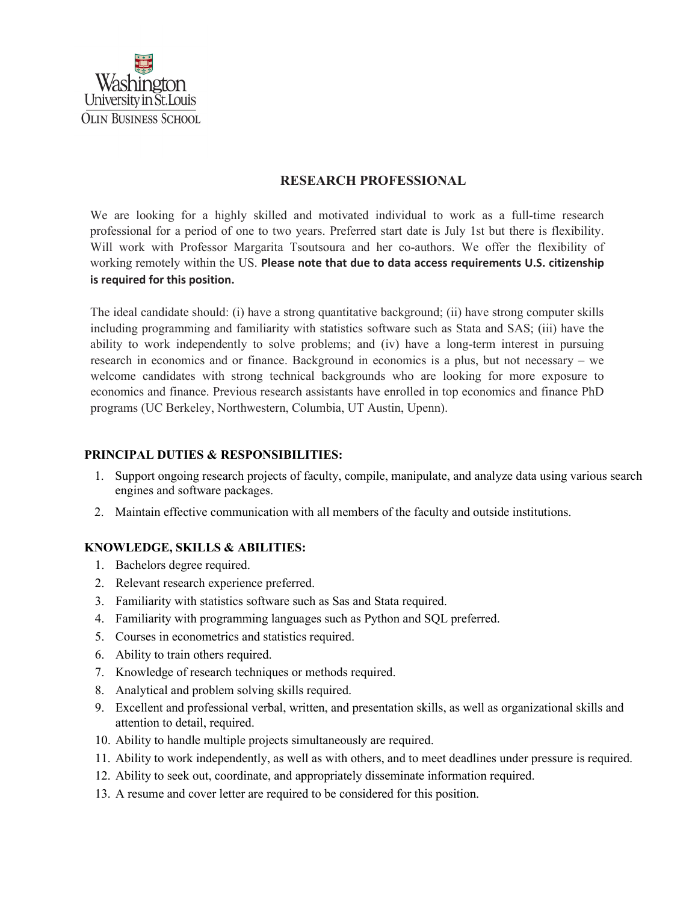Washington University in St. Louis
Olin Business School

# RESEARCH PROFESSIONAL

We are looking for a highly skilled and motivated individual to work as a full-time research professional for a period of one to two years. Preferred start date is July 1st but there is flexibility. Will work with Professor Margarita Tsoutsoura and her co-authors. We offer the flexibility of working remotely within the US. **Please note that due to data access requirements U.S. citizenship is required for this position.**

The ideal candidate should: (i) have a strong quantitative background; (ii) have strong computer skills including programming and familiarity with statistics software such as Stata and SAS; (iii) have the ability to work independently to solve problems; and (iv) have a long-term interest in pursuing research in economics and or finance. Background in economics is a plus, but not necessary – we welcome candidates with strong technical backgrounds who are looking for more exposure to economics and finance. Previous research assistants have enrolled in top economics and finance PhD programs (UC Berkeley, Northwestern, Columbia, UT Austin, Upenn).

## PRINCIPAL DUTIES & RESPONSIBILITIES:

1. Support ongoing research projects of faculty, compile, manipulate, and analyze data using various search engines and software packages.
2. Maintain effective communication with all members of the faculty and outside institutions.

## KNOWLEDGE, SKILLS & ABILITIES:

1. Bachelors degree required.
2. Relevant research experience preferred.
3. Familiarity with statistics software such as Sas and Stata required.
4. Familiarity with programming languages such as Python and SQL preferred.
5. Courses in econometrics and statistics required.
6. Ability to train others required.
7. Knowledge of research techniques or methods required.
8. Analytical and problem solving skills required.
9. Excellent and professional verbal, written, and presentation skills, as well as organizational skills and attention to detail, required.
10. Ability to handle multiple projects simultaneously are required.
11. Ability to work independently, as well as with others, and to meet deadlines under pressure is required.
12. Ability to seek out, coordinate, and appropriately disseminate information required.
13. A resume and cover letter are required to be considered for this position.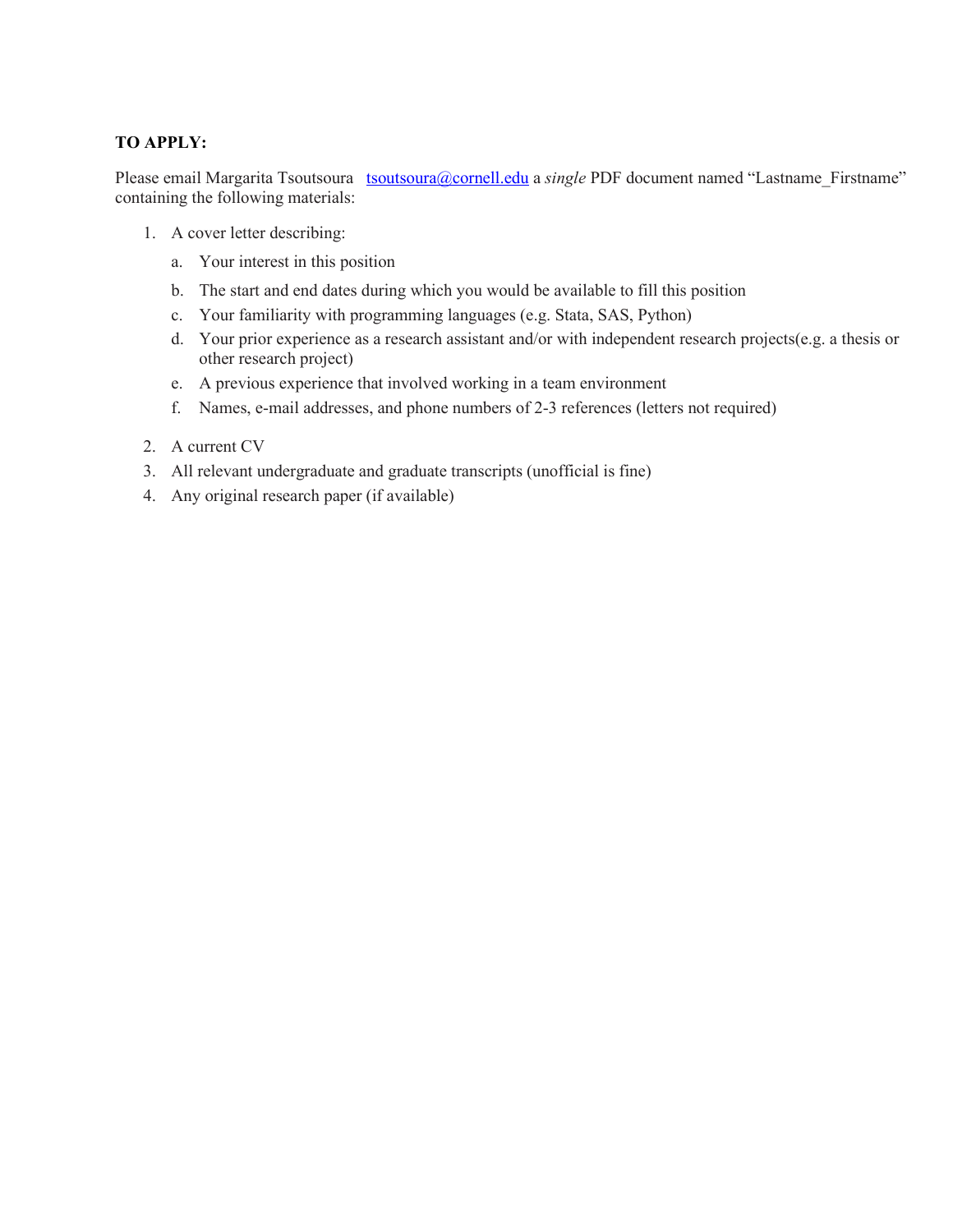**TO APPLY:**

Please email Margarita Tsoutsoura [tsoutsoura@cornell.edu](mailto:tsoutsoura@cornell.edu) a *single* PDF document named "Lastname_Firstname" containing the following materials:

1. A cover letter describing:
   a. Your interest in this position
   b. The start and end dates during which you would be available to fill this position
   c. Your familiarity with programming languages (e.g. Stata, SAS, Python)
   d. Your prior experience as a research assistant and/or with independent research projects(e.g. a thesis or other research project)
   e. A previous experience that involved working in a team environment
   f. Names, e-mail addresses, and phone numbers of 2-3 references (letters not required)
2. A current CV
3. All relevant undergraduate and graduate transcripts (unofficial is fine)
4. Any original research paper (if available)